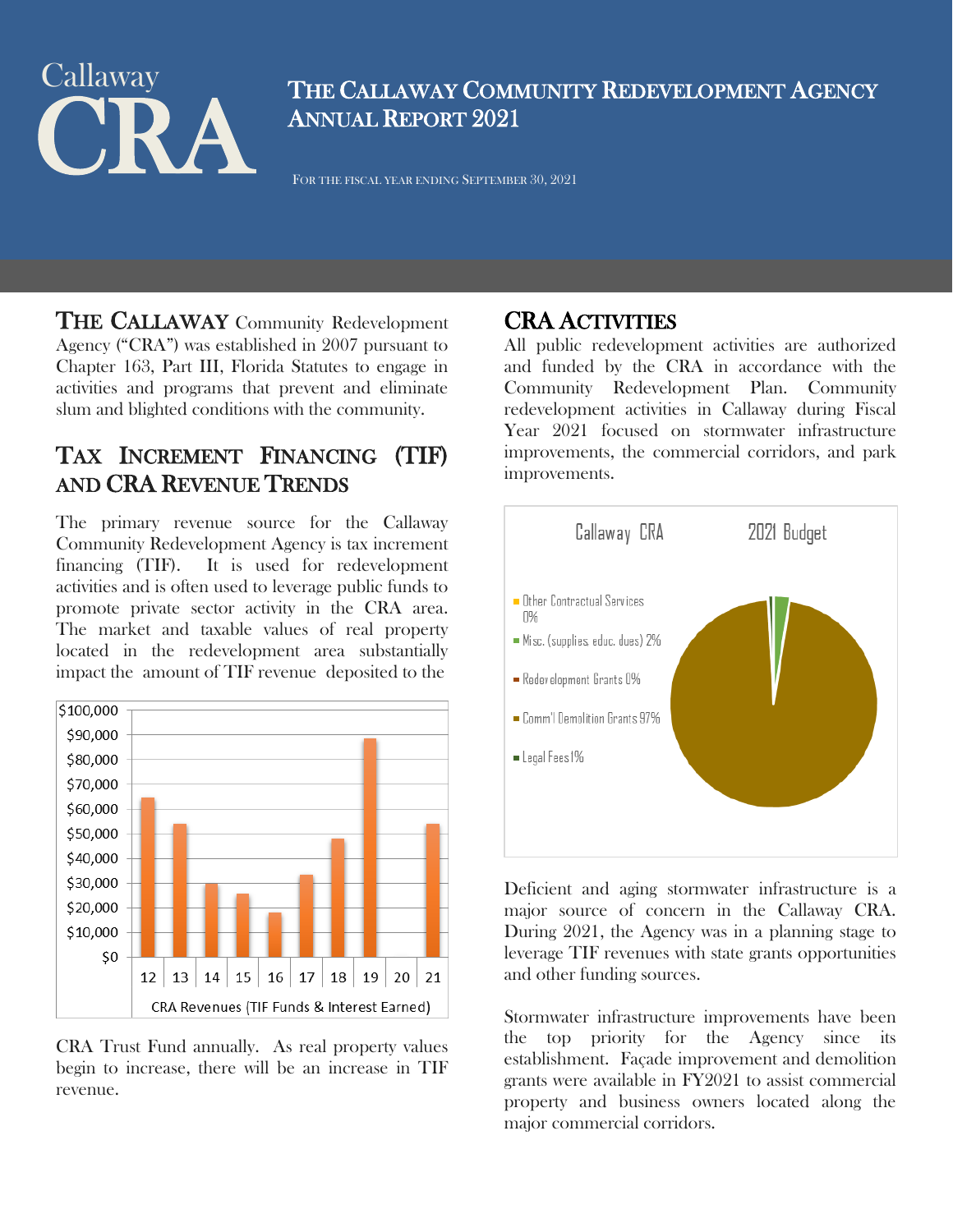Callaway
CRA

# The Callaway Community Redevelopment Agency Annual Report 2021

For the fiscal year ending September 30, 2021

**THE CALLAWAY** Community Redevelopment Agency ("CRA") was established in 2007 pursuant to Chapter 163, Part III, Florida Statutes to engage in activities and programs that prevent and eliminate slum and blighted conditions with the community.

## Tax Increment Financing (TIF) and CRA Revenue Trends

The primary revenue source for the Callaway Community Redevelopment Agency is tax increment financing (TIF). It is used for redevelopment activities and is often used to leverage public funds to promote private sector activity in the CRA area. The market and taxable values of real property located in the redevelopment area substantially impact the amount of TIF revenue deposited to the CRA Trust Fund annually. As real property values begin to increase, there will be an increase in TIF revenue.

CRA Revenues (TIF Funds & Interest Earned)

| Year | Revenue (approx.) |
|---|---|
| 12 | $64,000 |
| 13 | $54,000 |
| 14 | $30,000 |
| 15 | $26,000 |
| 16 | $18,000 |
| 17 | $33,000 |
| 18 | $48,000 |
| 19 | $88,000 |
| 20 | $0 |
| 21 | $54,000 |

## CRA Activities

All public redevelopment activities are authorized and funded by the CRA in accordance with the Community Redevelopment Plan. Community redevelopment activities in Callaway during Fiscal Year 2021 focused on stormwater infrastructure improvements, the commercial corridors, and park improvements.

Callaway CRA 2021 Budget

- Other Contractual Services 0%
- Misc. (supplies, educ. dues) 2%
- Redevelopment Grants 0%
- Comm'l Demolition Grants 97%
- Legal Fees 1%

Deficient and aging stormwater infrastructure is a major source of concern in the Callaway CRA. During 2021, the Agency was in a planning stage to leverage TIF revenues with state grants opportunities and other funding sources.

Stormwater infrastructure improvements have been the top priority for the Agency since its establishment. Façade improvement and demolition grants were available in FY2021 to assist commercial property and business owners located along the major commercial corridors.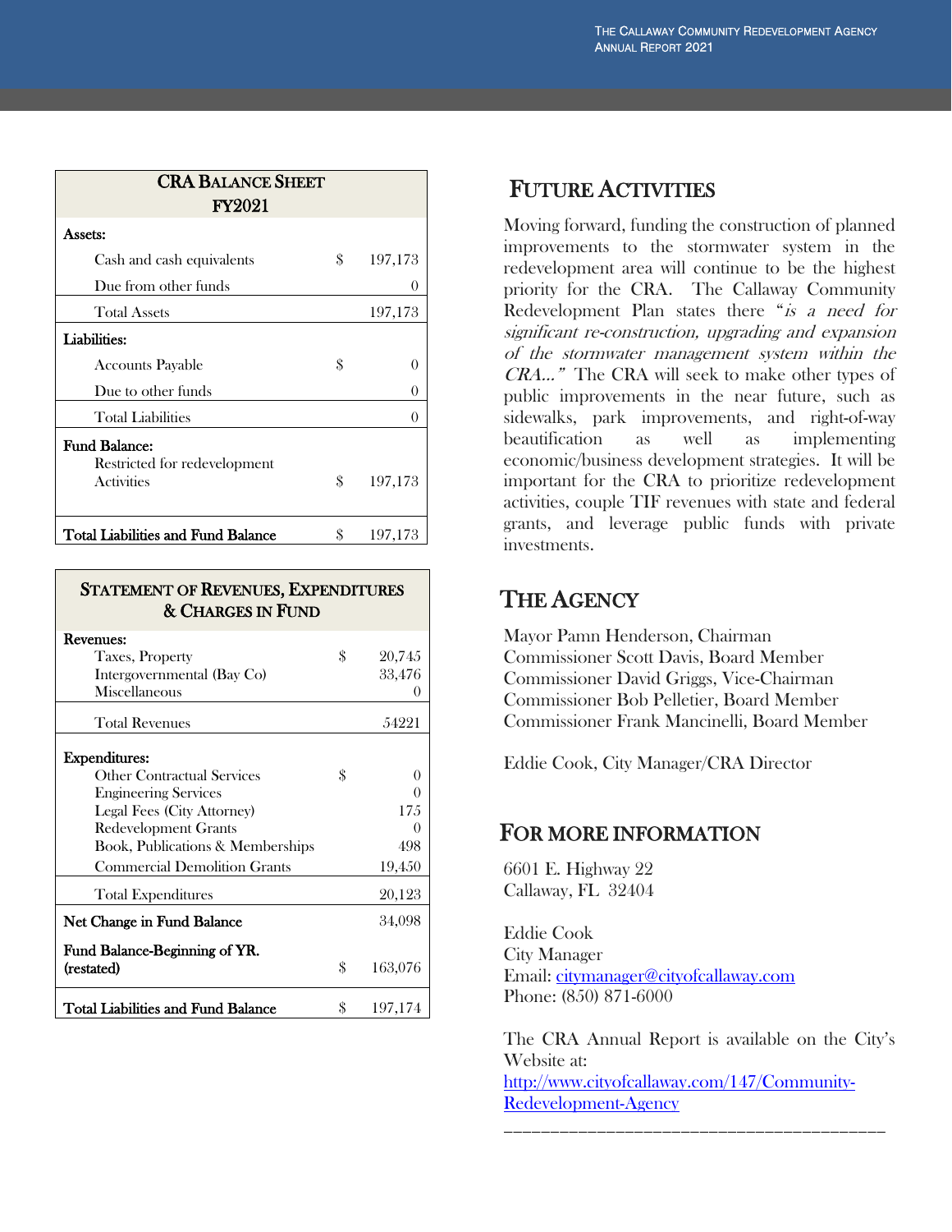| CRA Balance Sheet FY2021 | | |
|---|---|---|
| **Assets:** | | |
| Cash and cash equivalents | $ | 197,173 |
| Due from other funds | | 0 |
| Total Assets | | 197,173 |
| **Liabilities:** | | |
| Accounts Payable | $ | 0 |
| Due to other funds | | 0 |
| Total Liabilities | | 0 |
| **Fund Balance:** | | |
| Restricted for redevelopment Activities | $ | 197,173 |
| **Total Liabilities and Fund Balance** | $ | 197,173 |

| Statement of Revenues, Expenditures & Charges in Fund | | |
|---|---|---|
| **Revenues:** | | |
| Taxes, Property | $ | 20,745 |
| Intergovernmental (Bay Co) | | 33,476 |
| Miscellaneous | | 0 |
| Total Revenues | | 54221 |
| **Expenditures:** | | |
| Other Contractual Services | $ | 0 |
| Engineering Services | | 0 |
| Legal Fees (City Attorney) | | 175 |
| Redevelopment Grants | | 0 |
| Book, Publications & Memberships | | 498 |
| Commercial Demolition Grants | | 19,450 |
| Total Expenditures | | 20,123 |
| **Net Change in Fund Balance** | | 34,098 |
| **Fund Balance-Beginning of YR. (restated)** | $ | 163,076 |
| **Total Liabilities and Fund Balance** | $ | 197,174 |

## Future Activities

Moving forward, funding the construction of planned improvements to the stormwater system in the redevelopment area will continue to be the highest priority for the CRA. The Callaway Community Redevelopment Plan states there "*is a need for significant re-construction, upgrading and expansion of the stormwater management system within the CRA…"* The CRA will seek to make other types of public improvements in the near future, such as sidewalks, park improvements, and right-of-way beautification as well as implementing economic/business development strategies. It will be important for the CRA to prioritize redevelopment activities, couple TIF revenues with state and federal grants, and leverage public funds with private investments.

## The Agency

Mayor Pamn Henderson, Chairman
Commissioner Scott Davis, Board Member
Commissioner David Griggs, Vice-Chairman
Commissioner Bob Pelletier, Board Member
Commissioner Frank Mancinelli, Board Member

Eddie Cook, City Manager/CRA Director

## For More Information

6601 E. Highway 22
Callaway, FL 32404

Eddie Cook
City Manager
Email: citymanager@cityofcallaway.com
Phone: (850) 871-6000

The CRA Annual Report is available on the City's Website at:
http://www.cityofcallaway.com/147/Community-Redevelopment-Agency